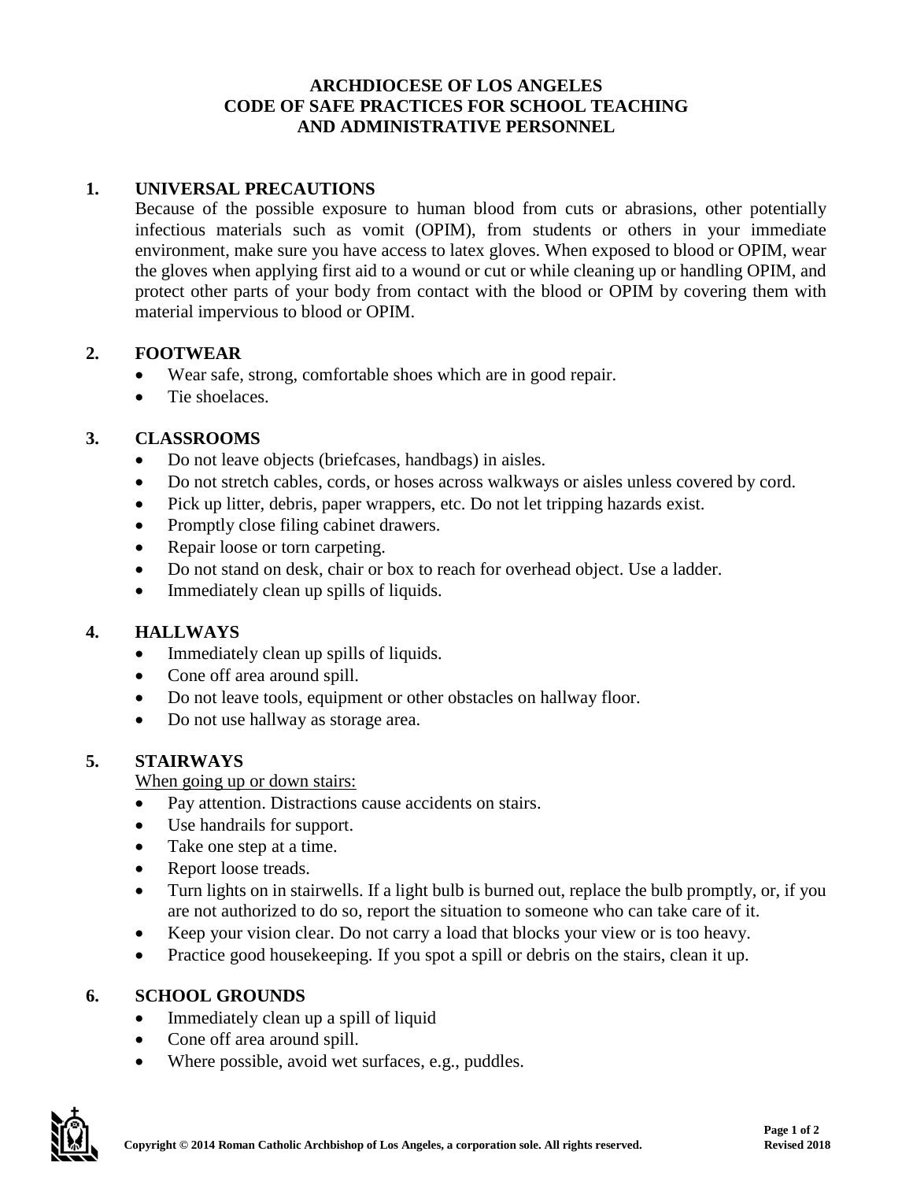# ARCHDIOCESE OF LOS ANGELES
# CODE OF SAFE PRACTICES FOR SCHOOL TEACHING AND ADMINISTRATIVE PERSONNEL

## 1. UNIVERSAL PRECAUTIONS

Because of the possible exposure to human blood from cuts or abrasions, other potentially infectious materials such as vomit (OPIM), from students or others in your immediate environment, make sure you have access to latex gloves. When exposed to blood or OPIM, wear the gloves when applying first aid to a wound or cut or while cleaning up or handling OPIM, and protect other parts of your body from contact with the blood or OPIM by covering them with material impervious to blood or OPIM.

## 2. FOOTWEAR

- Wear safe, strong, comfortable shoes which are in good repair.
- Tie shoelaces.

## 3. CLASSROOMS

- Do not leave objects (briefcases, handbags) in aisles.
- Do not stretch cables, cords, or hoses across walkways or aisles unless covered by cord.
- Pick up litter, debris, paper wrappers, etc. Do not let tripping hazards exist.
- Promptly close filing cabinet drawers.
- Repair loose or torn carpeting.
- Do not stand on desk, chair or box to reach for overhead object. Use a ladder.
- Immediately clean up spills of liquids.

## 4. HALLWAYS

- Immediately clean up spills of liquids.
- Cone off area around spill.
- Do not leave tools, equipment or other obstacles on hallway floor.
- Do not use hallway as storage area.

## 5. STAIRWAYS

<u>When going up or down stairs:</u>

- Pay attention. Distractions cause accidents on stairs.
- Use handrails for support.
- Take one step at a time.
- Report loose treads.
- Turn lights on in stairwells. If a light bulb is burned out, replace the bulb promptly, or, if you are not authorized to do so, report the situation to someone who can take care of it.
- Keep your vision clear. Do not carry a load that blocks your view or is too heavy.
- Practice good housekeeping. If you spot a spill or debris on the stairs, clean it up.

## 6. SCHOOL GROUNDS

- Immediately clean up a spill of liquid
- Cone off area around spill.
- Where possible, avoid wet surfaces, e.g., puddles.

**Copyright © 2014 Roman Catholic Archbishop of Los Angeles, a corporation sole. All rights reserved.**

**Revised 2018**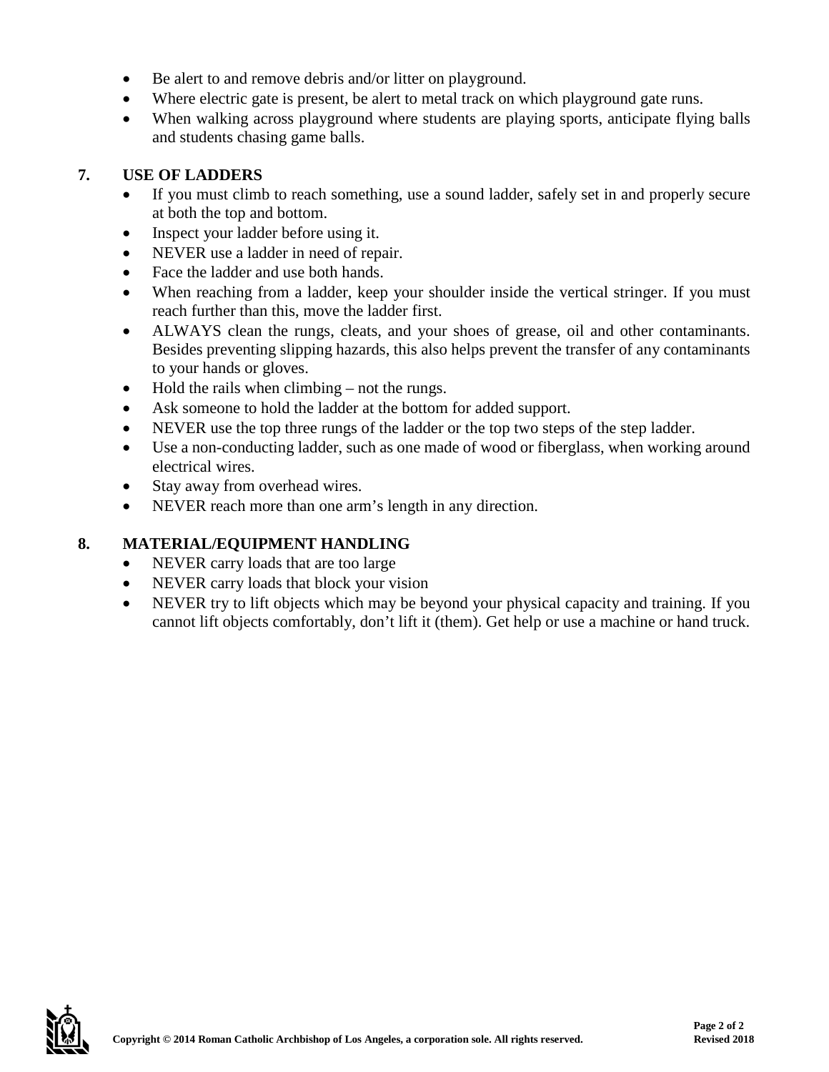- Be alert to and remove debris and/or litter on playground.
- Where electric gate is present, be alert to metal track on which playground gate runs.
- When walking across playground where students are playing sports, anticipate flying balls and students chasing game balls.

## 7. USE OF LADDERS

- If you must climb to reach something, use a sound ladder, safely set in and properly secure at both the top and bottom.
- Inspect your ladder before using it.
- NEVER use a ladder in need of repair.
- Face the ladder and use both hands.
- When reaching from a ladder, keep your shoulder inside the vertical stringer. If you must reach further than this, move the ladder first.
- ALWAYS clean the rungs, cleats, and your shoes of grease, oil and other contaminants. Besides preventing slipping hazards, this also helps prevent the transfer of any contaminants to your hands or gloves.
- Hold the rails when climbing – not the rungs.
- Ask someone to hold the ladder at the bottom for added support.
- NEVER use the top three rungs of the ladder or the top two steps of the step ladder.
- Use a non-conducting ladder, such as one made of wood or fiberglass, when working around electrical wires.
- Stay away from overhead wires.
- NEVER reach more than one arm's length in any direction.

## 8. MATERIAL/EQUIPMENT HANDLING

- NEVER carry loads that are too large
- NEVER carry loads that block your vision
- NEVER try to lift objects which may be beyond your physical capacity and training. If you cannot lift objects comfortably, don't lift it (them). Get help or use a machine or hand truck.

**Copyright © 2014 Roman Catholic Archbishop of Los Angeles, a corporation sole. All rights reserved.**

**Revised 2018**